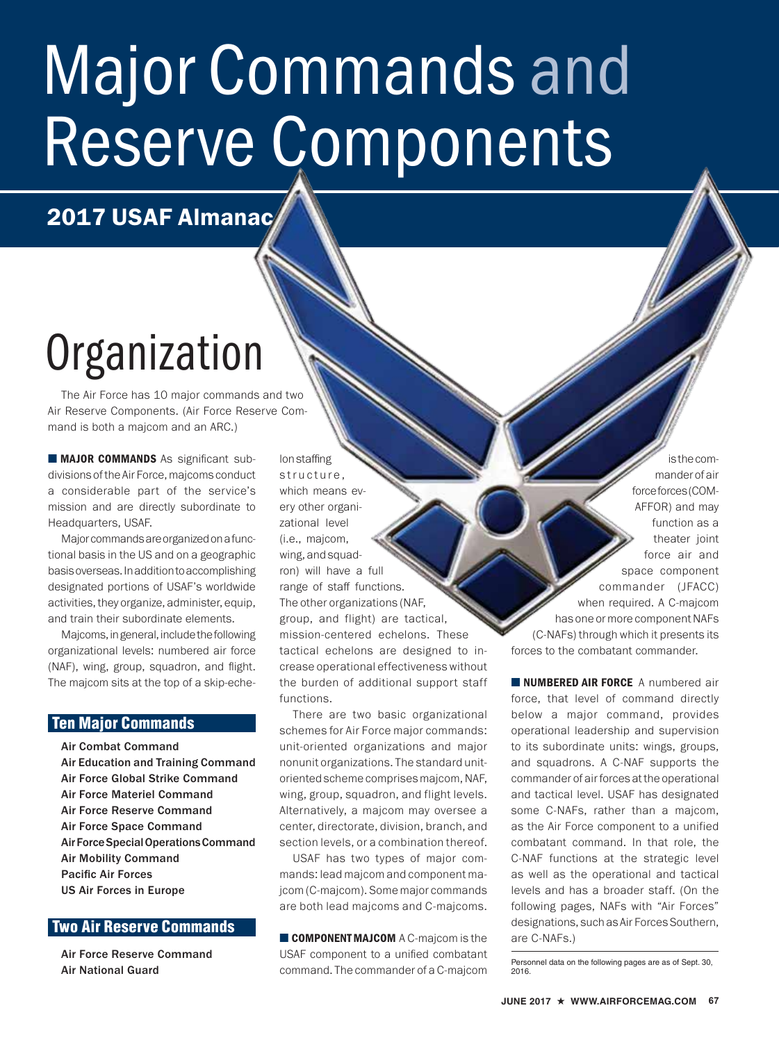# Major Commands and Reserve Components

## 2017 USAF Almanac

# Organization

The Air Force has 10 major commands and two Air Reserve Components. (Air Force Reserve Command is both a majcom and an ARC.)

**MAJOR COMMANDS** As significant subdivisions of the Air Force, majcoms conduct a considerable part of the service's mission and are directly subordinate to Headquarters, USAF.

Major commands are organized on a functional basis in the US and on a geographic basis overseas. In addition to accomplishing designated portions of USAF's worldwide activities, they organize, administer, equip, and train their subordinate elements.

Majcoms, in general, include the following organizational levels: numbered air force (NAF), wing, group, squadron, and flight. The majcom sits at the top of a skip-echelon staffing structure, which means every other organizational level (i.e., majcom, wing, and squadron) will have a full range of staff functions. The other organizations (NAF, group, and flight) are tactical, mission-centered echelons. These tactical echelons are designed to increase operational effectiveness without the burden of additional support staff functions.

There are two basic organizational schemes for Air Force major commands: unit-oriented organizations and major nonunit organizations. The standard unit-oriented scheme comprises majcom, NAF, wing, group, squadron, and flight levels. Alternatively, a majcom may oversee a center, directorate, division, branch, and section levels, or a combination thereof.

USAF has two types of major commands: lead majcom and component majcom (C-majcom). Some major commands are both lead majcoms and C-majcoms.

**COMPONENT MAJCOM** A C-majcom is the USAF component to a unified combatant command. The commander of a C-majcom is the commander of air force forces (COMAFFOR) and may function as a theater joint force air and space component commander (JFACC) when required. A C-majcom has one or more component NAFs (C-NAFs) through which it presents its forces to the combatant commander.

**NUMBERED AIR FORCE** A numbered air force, that level of command directly below a major command, provides operational leadership and supervision to its subordinate units: wings, groups, and squadrons. A C-NAF supports the commander of air forces at the operational and tactical level. USAF has designated some C-NAFs, rather than a majcom, as the Air Force component to a unified combatant command. In that role, the C-NAF functions at the strategic level as well as the operational and tactical levels and has a broader staff. (On the following pages, NAFs with "Air Forces" designations, such as Air Forces Southern, are C-NAFs.)

Personnel data on the following pages are as of Sept. 30, 2016.

### Ten Major Commands

- Air Combat Command
- Air Education and Training Command
- Air Force Global Strike Command
- Air Force Materiel Command
- Air Force Reserve Command
- Air Force Space Command
- Air Force Special Operations Command
- Air Mobility Command
- Pacific Air Forces
- US Air Forces in Europe

### Two Air Reserve Commands

- Air Force Reserve Command
- Air National Guard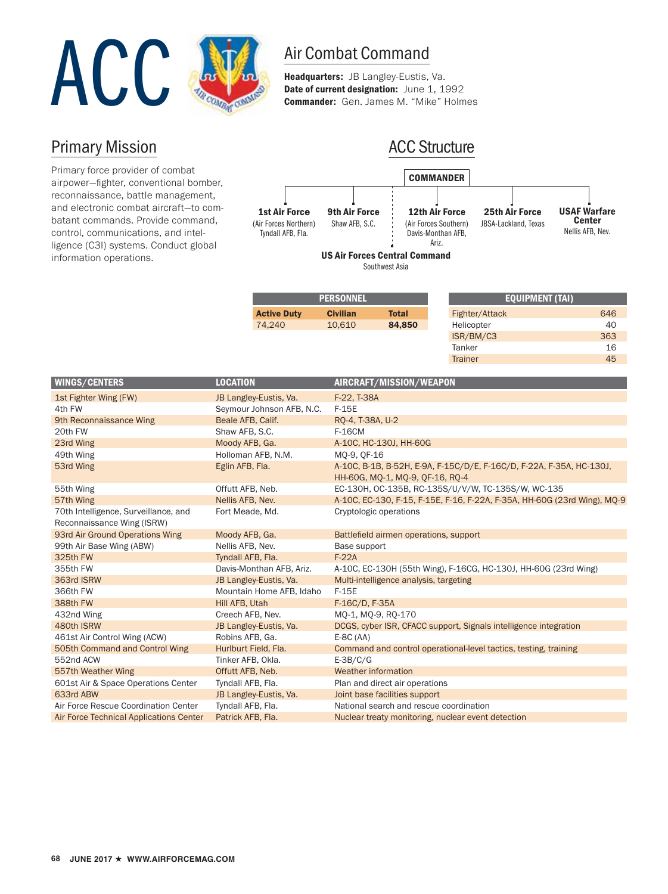# ACC

## Air Combat Command

**Headquarters:** JB Langley-Eustis, Va.
**Date of current designation:** June 1, 1992
**Commander:** Gen. James M. "Mike" Holmes

## Primary Mission

Primary force provider of combat airpower—fighter, conventional bomber, reconnaissance, battle management, and electronic combat aircraft—to combatant commands. Provide command, control, communications, and intelligence (C3I) systems. Conduct global information operations.

## ACC Structure

**COMMANDER**

- **1st Air Force** (Air Forces Northern) Tyndall AFB, Fla.
- **9th Air Force** Shaw AFB, S.C.
- **12th Air Force** (Air Forces Southern) Davis-Monthan AFB, Ariz.
- **25th Air Force** JBSA-Lackland, Texas
- **USAF Warfare Center** Nellis AFB, Nev.
- **US Air Forces Central Command** Southwest Asia

| PERSONNEL | | |
|---|---|---|
| Active Duty | Civilian | Total |
| 74,240 | 10,610 | **84,850** |

| EQUIPMENT (TAI) | |
|---|---|
| Fighter/Attack | 646 |
| Helicopter | 40 |
| ISR/BM/C3 | 363 |
| Tanker | 16 |
| Trainer | 45 |

| WINGS/CENTERS | LOCATION | AIRCRAFT/MISSION/WEAPON |
|---|---|---|
| 1st Fighter Wing (FW) | JB Langley-Eustis, Va. | F-22, T-38A |
| 4th FW | Seymour Johnson AFB, N.C. | F-15E |
| 9th Reconnaissance Wing | Beale AFB, Calif. | RQ-4, T-38A, U-2 |
| 20th FW | Shaw AFB, S.C. | F-16CM |
| 23rd Wing | Moody AFB, Ga. | A-10C, HC-130J, HH-60G |
| 49th Wing | Holloman AFB, N.M. | MQ-9, QF-16 |
| 53rd Wing | Eglin AFB, Fla. | A-10C, B-1B, B-52H, E-9A, F-15C/D/E, F-16C/D, F-22A, F-35A, HC-130J, HH-60G, MQ-1, MQ-9, QF-16, RQ-4 |
| 55th Wing | Offutt AFB, Neb. | EC-130H, OC-135B, RC-135S/U/V/W, TC-135S/W, WC-135 |
| 57th Wing | Nellis AFB, Nev. | A-10C, EC-130, F-15, F-15E, F-16, F-22A, F-35A, HH-60G (23rd Wing), MQ-9 |
| 70th Intelligence, Surveillance, and Reconnaissance Wing (ISRW) | Fort Meade, Md. | Cryptologic operations |
| 93rd Air Ground Operations Wing | Moody AFB, Ga. | Battlefield airmen operations, support |
| 99th Air Base Wing (ABW) | Nellis AFB, Nev. | Base support |
| 325th FW | Tyndall AFB, Fla. | F-22A |
| 355th FW | Davis-Monthan AFB, Ariz. | A-10C, EC-130H (55th Wing), F-16CG, HC-130J, HH-60G (23rd Wing) |
| 363rd ISRW | JB Langley-Eustis, Va. | Multi-intelligence analysis, targeting |
| 366th FW | Mountain Home AFB, Idaho | F-15E |
| 388th FW | Hill AFB, Utah | F-16C/D, F-35A |
| 432nd Wing | Creech AFB, Nev. | MQ-1, MQ-9, RQ-170 |
| 480th ISRW | JB Langley-Eustis, Va. | DCGS, cyber ISR, CFACC support, Signals intelligence integration |
| 461st Air Control Wing (ACW) | Robins AFB, Ga. | E-8C (AA) |
| 505th Command and Control Wing | Hurlburt Field, Fla. | Command and control operational-level tactics, testing, training |
| 552nd ACW | Tinker AFB, Okla. | E-3B/C/G |
| 557th Weather Wing | Offutt AFB, Neb. | Weather information |
| 601st Air & Space Operations Center | Tyndall AFB, Fla. | Plan and direct air operations |
| 633rd ABW | JB Langley-Eustis, Va. | Joint base facilities support |
| Air Force Rescue Coordination Center | Tyndall AFB, Fla. | National search and rescue coordination |
| Air Force Technical Applications Center | Patrick AFB, Fla. | Nuclear treaty monitoring, nuclear event detection |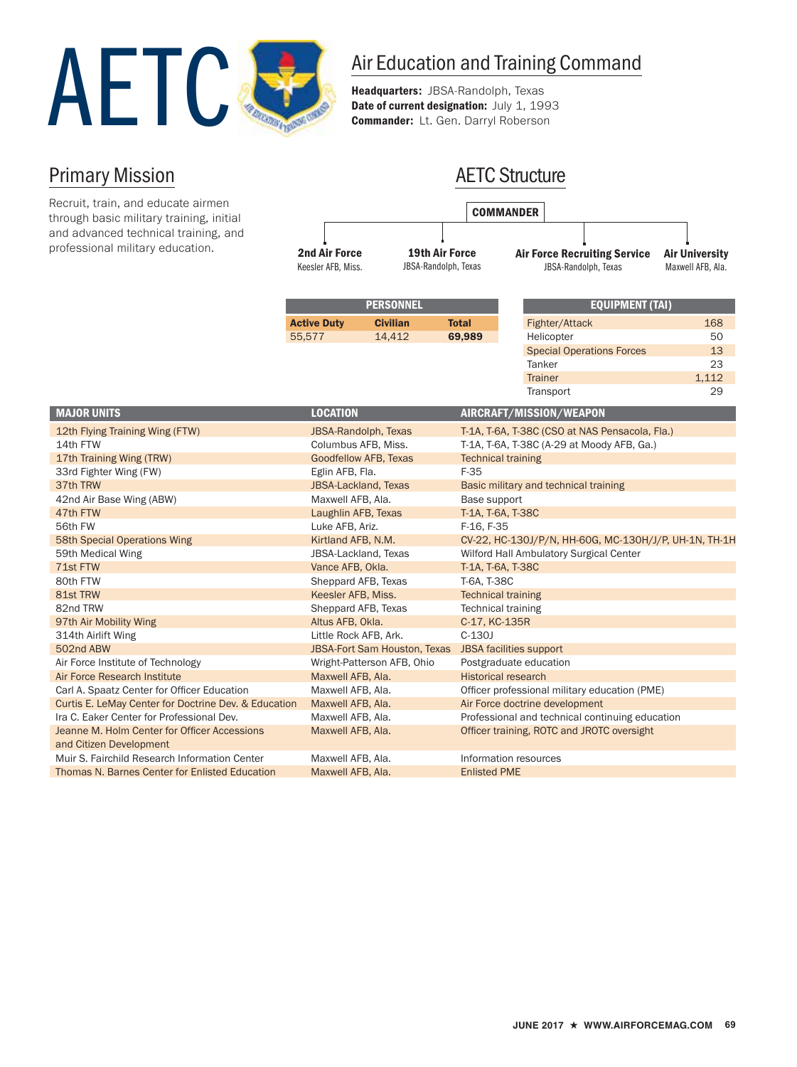# AETC

## Air Education and Training Command

**Headquarters:** JBSA-Randolph, Texas
**Date of current designation:** July 1, 1993
**Commander:** Lt. Gen. Darryl Roberson

## Primary Mission

Recruit, train, and educate airmen through basic military training, initial and advanced technical training, and professional military education.

## AETC Structure

**COMMANDER**

- **2nd Air Force** — Keesler AFB, Miss.
- **19th Air Force** — JBSA-Randolph, Texas
- **Air Force Recruiting Service** — JBSA-Randolph, Texas
- **Air University** — Maxwell AFB, Ala.

| PERSONNEL | | |
|---|---|---|
| **Active Duty** | **Civilian** | **Total** |
| 55,577 | 14,412 | **69,989** |

| EQUIPMENT (TAI) | |
|---|---|
| Fighter/Attack | 168 |
| Helicopter | 50 |
| Special Operations Forces | 13 |
| Tanker | 23 |
| Trainer | 1,112 |
| Transport | 29 |

| MAJOR UNITS | LOCATION | AIRCRAFT/MISSION/WEAPON |
|---|---|---|
| 12th Flying Training Wing (FTW) | JBSA-Randolph, Texas | T-1A, T-6A, T-38C (CSO at NAS Pensacola, Fla.) |
| 14th FTW | Columbus AFB, Miss. | T-1A, T-6A, T-38C (A-29 at Moody AFB, Ga.) |
| 17th Training Wing (TRW) | Goodfellow AFB, Texas | Technical training |
| 33rd Fighter Wing (FW) | Eglin AFB, Fla. | F-35 |
| 37th TRW | JBSA-Lackland, Texas | Basic military and technical training |
| 42nd Air Base Wing (ABW) | Maxwell AFB, Ala. | Base support |
| 47th FTW | Laughlin AFB, Texas | T-1A, T-6A, T-38C |
| 56th FW | Luke AFB, Ariz. | F-16, F-35 |
| 58th Special Operations Wing | Kirtland AFB, N.M. | CV-22, HC-130J/P/N, HH-60G, MC-130H/J/P, UH-1N, TH-1H |
| 59th Medical Wing | JBSA-Lackland, Texas | Wilford Hall Ambulatory Surgical Center |
| 71st FTW | Vance AFB, Okla. | T-1A, T-6A, T-38C |
| 80th FTW | Sheppard AFB, Texas | T-6A, T-38C |
| 81st TRW | Keesler AFB, Miss. | Technical training |
| 82nd TRW | Sheppard AFB, Texas | Technical training |
| 97th Air Mobility Wing | Altus AFB, Okla. | C-17, KC-135R |
| 314th Airlift Wing | Little Rock AFB, Ark. | C-130J |
| 502nd ABW | JBSA-Fort Sam Houston, Texas | JBSA facilities support |
| Air Force Institute of Technology | Wright-Patterson AFB, Ohio | Postgraduate education |
| Air Force Research Institute | Maxwell AFB, Ala. | Historical research |
| Carl A. Spaatz Center for Officer Education | Maxwell AFB, Ala. | Officer professional military education (PME) |
| Curtis E. LeMay Center for Doctrine Dev. & Education | Maxwell AFB, Ala. | Air Force doctrine development |
| Ira C. Eaker Center for Professional Dev. | Maxwell AFB, Ala. | Professional and technical continuing education |
| Jeanne M. Holm Center for Officer Accessions and Citizen Development | Maxwell AFB, Ala. | Officer training, ROTC and JROTC oversight |
| Muir S. Fairchild Research Information Center | Maxwell AFB, Ala. | Information resources |
| Thomas N. Barnes Center for Enlisted Education | Maxwell AFB, Ala. | Enlisted PME |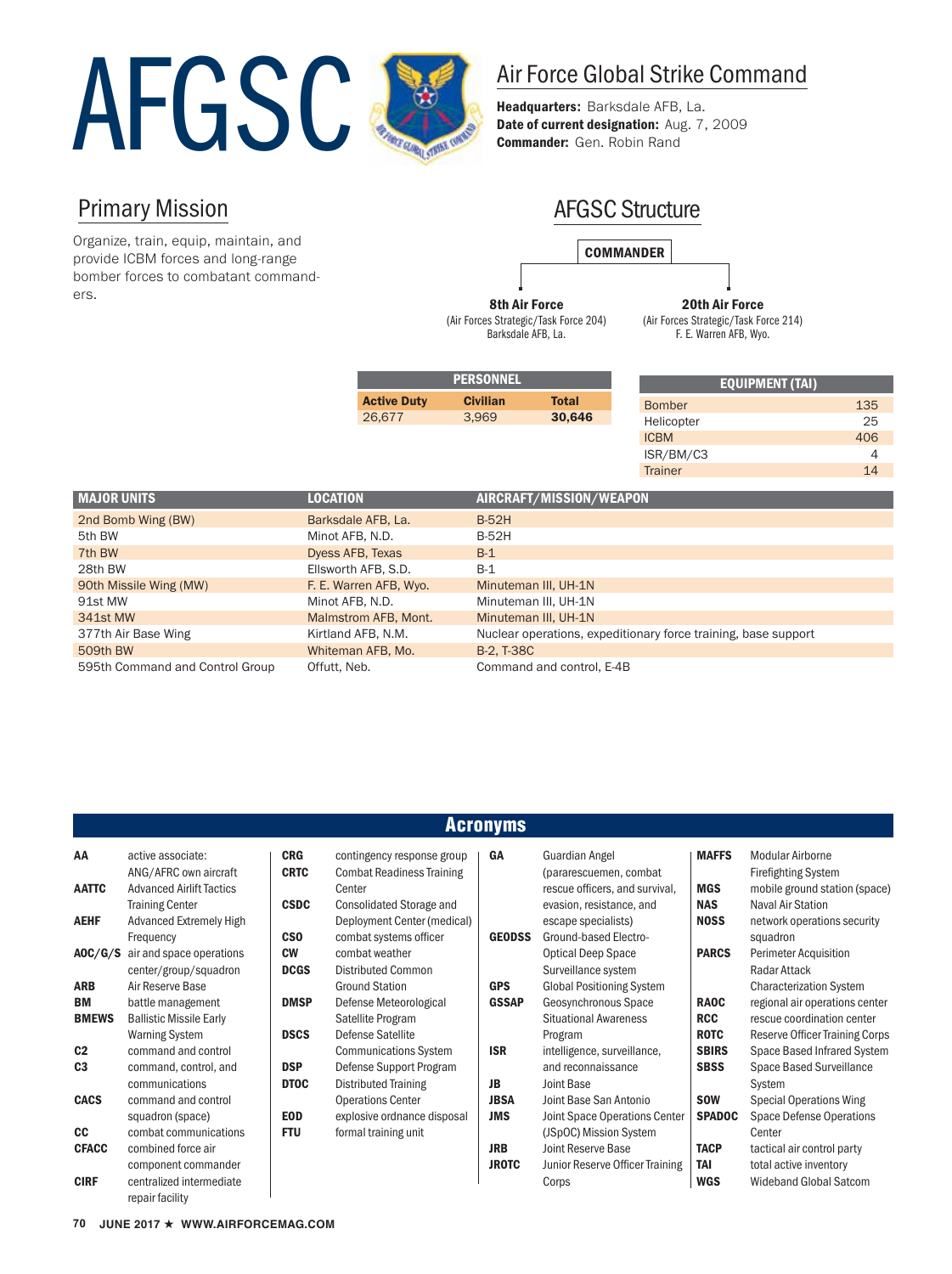# AFGSC

## Air Force Global Strike Command

**Headquarters:** Barksdale AFB, La.
**Date of current designation:** Aug. 7, 2009
**Commander:** Gen. Robin Rand

## Primary Mission

Organize, train, equip, maintain, and provide ICBM forces and long-range bomber forces to combatant commanders.

## AFGSC Structure

**COMMANDER**

- **8th Air Force** (Air Forces Strategic/Task Force 204) Barksdale AFB, La.
- **20th Air Force** (Air Forces Strategic/Task Force 214) F. E. Warren AFB, Wyo.

| PERSONNEL | | |
|---|---|---|
| **Active Duty** | **Civilian** | **Total** |
| 26,677 | 3,969 | **30,646** |

| EQUIPMENT (TAI) | |
|---|---|
| Bomber | 135 |
| Helicopter | 25 |
| ICBM | 406 |
| ISR/BM/C3 | 4 |
| Trainer | 14 |

| MAJOR UNITS | LOCATION | AIRCRAFT/MISSION/WEAPON |
|---|---|---|
| 2nd Bomb Wing (BW) | Barksdale AFB, La. | B-52H |
| 5th BW | Minot AFB, N.D. | B-52H |
| 7th BW | Dyess AFB, Texas | B-1 |
| 28th BW | Ellsworth AFB, S.D. | B-1 |
| 90th Missile Wing (MW) | F. E. Warren AFB, Wyo. | Minuteman III, UH-1N |
| 91st MW | Minot AFB, N.D. | Minuteman III, UH-1N |
| 341st MW | Malmstrom AFB, Mont. | Minuteman III, UH-1N |
| 377th Air Base Wing | Kirtland AFB, N.M. | Nuclear operations, expeditionary force training, base support |
| 509th BW | Whiteman AFB, Mo. | B-2, T-38C |
| 595th Command and Control Group | Offutt, Neb. | Command and control, E-4B |

## Acronyms

- **AA** active associate: ANG/AFRC own aircraft
- **AATTC** Advanced Airlift Tactics Training Center
- **AEHF** Advanced Extremely High Frequency
- **AOC/G/S** air and space operations center/group/squadron
- **ARB** Air Reserve Base
- **BM** battle management
- **BMEWS** Ballistic Missile Early Warning System
- **C2** command and control
- **C3** command, control, and communications
- **CACS** command and control squadron (space)
- **CC** combat communications
- **CFACC** combined force air component commander
- **CIRF** centralized intermediate repair facility
- **CRG** contingency response group
- **CRTC** Combat Readiness Training Center
- **CSDC** Consolidated Storage and Deployment Center (medical)
- **CSO** combat systems officer
- **CW** combat weather
- **DCGS** Distributed Common Ground Station
- **DMSP** Defense Meteorological Satellite Program
- **DSCS** Defense Satellite Communications System
- **DSP** Defense Support Program
- **DTOC** Distributed Training Operations Center
- **EOD** explosive ordnance disposal
- **FTU** formal training unit
- **GA** Guardian Angel (pararescuemen, combat rescue officers, and survival, evasion, resistance, and escape specialists)
- **GEODSS** Ground-based Electro-Optical Deep Space Surveillance system
- **GPS** Global Positioning System
- **GSSAP** Geosynchronous Space Situational Awareness Program
- **ISR** intelligence, surveillance, and reconnaissance
- **JB** Joint Base
- **JBSA** Joint Base San Antonio
- **JMS** Joint Space Operations Center (JSpOC) Mission System
- **JRB** Joint Reserve Base
- **JROTC** Junior Reserve Officer Training Corps
- **MAFFS** Modular Airborne Firefighting System
- **MGS** mobile ground station (space)
- **NAS** Naval Air Station
- **NOSS** network operations security squadron
- **PARCS** Perimeter Acquisition Radar Attack Characterization System
- **RAOC** regional air operations center
- **RCC** rescue coordination center
- **ROTC** Reserve Officer Training Corps
- **SBIRS** Space Based Infrared System
- **SBSS** Space Based Surveillance System
- **SOW** Special Operations Wing
- **SPADOC** Space Defense Operations Center
- **TACP** tactical air control party
- **TAI** total active inventory
- **WGS** Wideband Global Satcom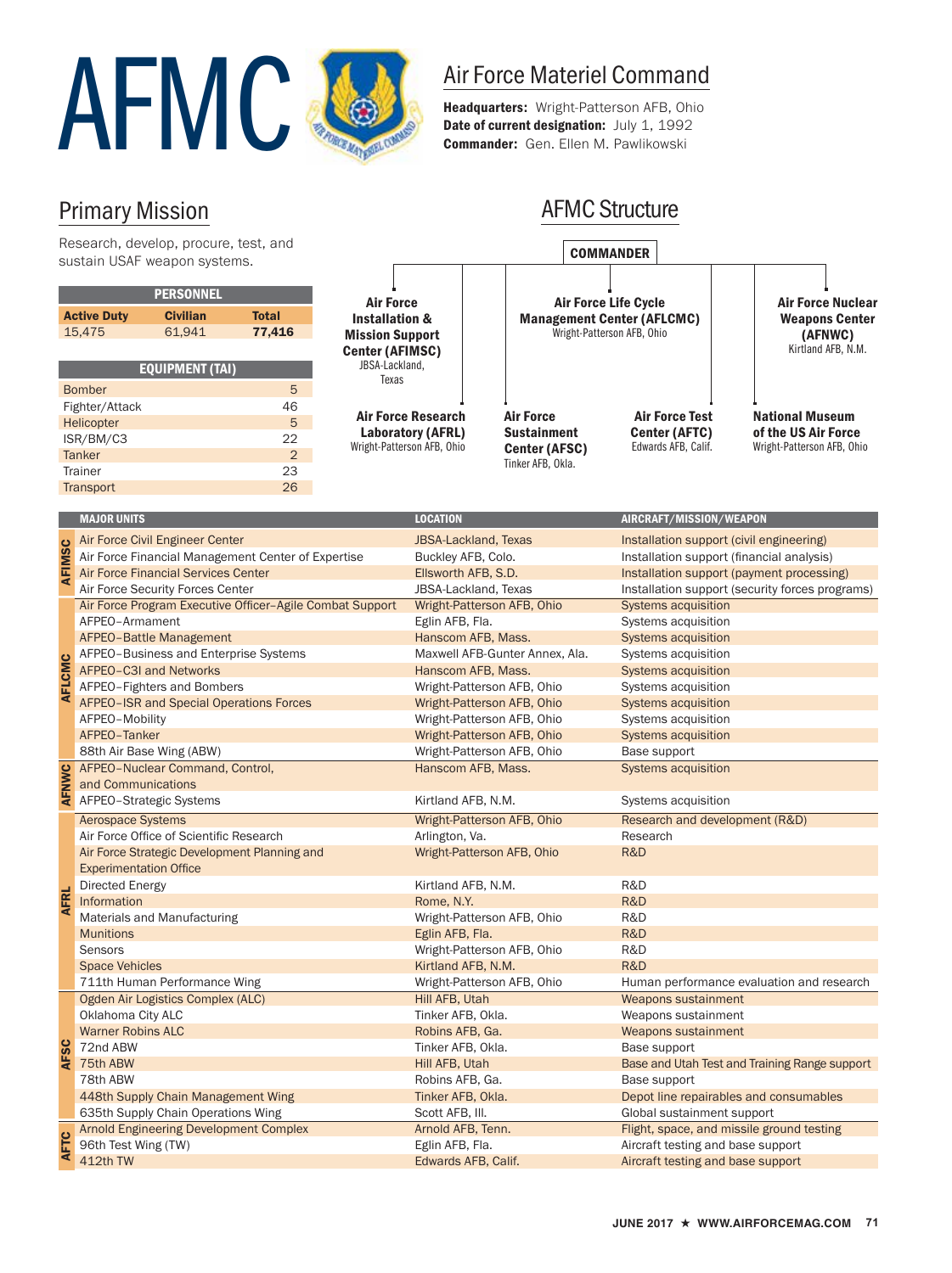# AFMC

## Air Force Materiel Command

**Headquarters:** Wright-Patterson AFB, Ohio
**Date of current designation:** July 1, 1992
**Commander:** Gen. Ellen M. Pawlikowski

## Primary Mission

Research, develop, procure, test, and sustain USAF weapon systems.

| PERSONNEL | | |
|---|---|---|
| **Active Duty** | **Civilian** | **Total** |
| 15,475 | 61,941 | **77,416** |

| EQUIPMENT (TAI) | |
|---|---|
| Bomber | 5 |
| Fighter/Attack | 46 |
| Helicopter | 5 |
| ISR/BM/C3 | 22 |
| Tanker | 2 |
| Trainer | 23 |
| Transport | 26 |

## AFMC Structure

**COMMANDER**

- **Air Force Installation & Mission Support Center (AFIMSC)** — JBSA-Lackland, Texas
- **Air Force Life Cycle Management Center (AFLCMC)** — Wright-Patterson AFB, Ohio
- **Air Force Nuclear Weapons Center (AFNWC)** — Kirtland AFB, N.M.
- **Air Force Research Laboratory (AFRL)** — Wright-Patterson AFB, Ohio
- **Air Force Sustainment Center (AFSC)** — Tinker AFB, Okla.
- **Air Force Test Center (AFTC)** — Edwards AFB, Calif.
- **National Museum of the US Air Force** — Wright-Patterson AFB, Ohio

| | MAJOR UNITS | LOCATION | AIRCRAFT/MISSION/WEAPON |
|---|---|---|---|
| AFIMSC | Air Force Civil Engineer Center | JBSA-Lackland, Texas | Installation support (civil engineering) |
| | Air Force Financial Management Center of Expertise | Buckley AFB, Colo. | Installation support (financial analysis) |
| | Air Force Financial Services Center | Ellsworth AFB, S.D. | Installation support (payment processing) |
| | Air Force Security Forces Center | JBSA-Lackland, Texas | Installation support (security forces programs) |
| AFLCMC | Air Force Program Executive Officer–Agile Combat Support | Wright-Patterson AFB, Ohio | Systems acquisition |
| | AFPEO–Armament | Eglin AFB, Fla. | Systems acquisition |
| | AFPEO–Battle Management | Hanscom AFB, Mass. | Systems acquisition |
| | AFPEO–Business and Enterprise Systems | Maxwell AFB-Gunter Annex, Ala. | Systems acquisition |
| | AFPEO–C3I and Networks | Hanscom AFB, Mass. | Systems acquisition |
| | AFPEO–Fighters and Bombers | Wright-Patterson AFB, Ohio | Systems acquisition |
| | AFPEO–ISR and Special Operations Forces | Wright-Patterson AFB, Ohio | Systems acquisition |
| | AFPEO–Mobility | Wright-Patterson AFB, Ohio | Systems acquisition |
| | AFPEO–Tanker | Wright-Patterson AFB, Ohio | Systems acquisition |
| | 88th Air Base Wing (ABW) | Wright-Patterson AFB, Ohio | Base support |
| AFNWC | AFPEO–Nuclear Command, Control, and Communications | Hanscom AFB, Mass. | Systems acquisition |
| | AFPEO–Strategic Systems | Kirtland AFB, N.M. | Systems acquisition |
| AFRL | Aerospace Systems | Wright-Patterson AFB, Ohio | Research and development (R&D) |
| | Air Force Office of Scientific Research | Arlington, Va. | Research |
| | Air Force Strategic Development Planning and Experimentation Office | Wright-Patterson AFB, Ohio | R&D |
| | Directed Energy | Kirtland AFB, N.M. | R&D |
| | Information | Rome, N.Y. | R&D |
| | Materials and Manufacturing | Wright-Patterson AFB, Ohio | R&D |
| | Munitions | Eglin AFB, Fla. | R&D |
| | Sensors | Wright-Patterson AFB, Ohio | R&D |
| | Space Vehicles | Kirtland AFB, N.M. | R&D |
| | 711th Human Performance Wing | Wright-Patterson AFB, Ohio | Human performance evaluation and research |
| AFSC | Ogden Air Logistics Complex (ALC) | Hill AFB, Utah | Weapons sustainment |
| | Oklahoma City ALC | Tinker AFB, Okla. | Weapons sustainment |
| | Warner Robins ALC | Robins AFB, Ga. | Weapons sustainment |
| | 72nd ABW | Tinker AFB, Okla. | Base support |
| | 75th ABW | Hill AFB, Utah | Base and Utah Test and Training Range support |
| | 78th ABW | Robins AFB, Ga. | Base support |
| | 448th Supply Chain Management Wing | Tinker AFB, Okla. | Depot line repairables and consumables |
| | 635th Supply Chain Operations Wing | Scott AFB, Ill. | Global sustainment support |
| AFTC | Arnold Engineering Development Complex | Arnold AFB, Tenn. | Flight, space, and missile ground testing |
| | 96th Test Wing (TW) | Eglin AFB, Fla. | Aircraft testing and base support |
| | 412th TW | Edwards AFB, Calif. | Aircraft testing and base support |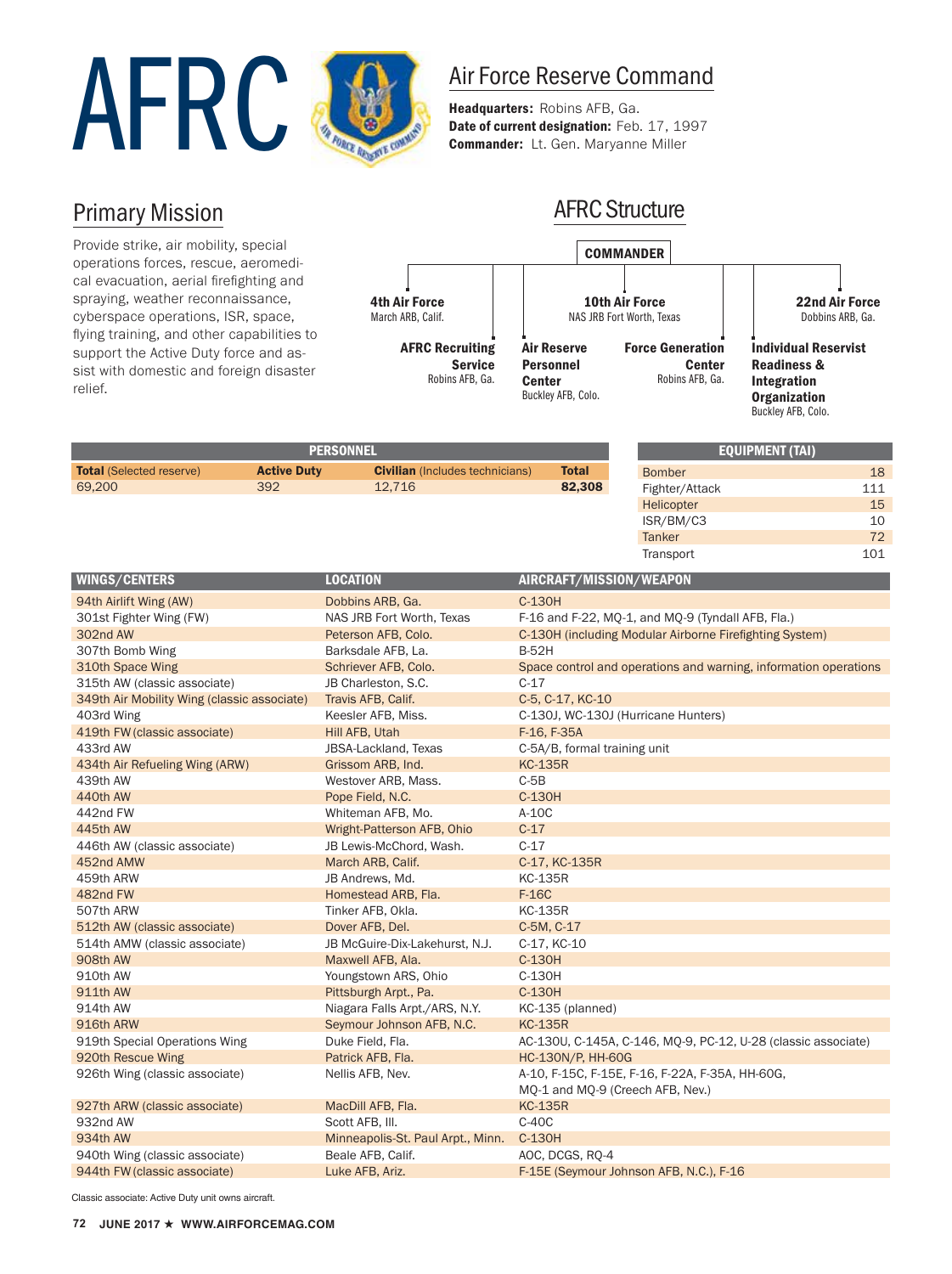# AFRC

## Air Force Reserve Command

**Headquarters:** Robins AFB, Ga.
**Date of current designation:** Feb. 17, 1997
**Commander:** Lt. Gen. Maryanne Miller

## Primary Mission

Provide strike, air mobility, special operations forces, rescue, aeromedical evacuation, aerial firefighting and spraying, weather reconnaissance, cyberspace operations, ISR, space, flying training, and other capabilities to support the Active Duty force and assist with domestic and foreign disaster relief.

## AFRC Structure

**COMMANDER**

- **4th Air Force** – March ARB, Calif.
- **10th Air Force** – NAS JRB Fort Worth, Texas
- **22nd Air Force** – Dobbins ARB, Ga.
- **AFRC Recruiting Service** – Robins AFB, Ga.
- **Air Reserve Personnel Center** – Buckley AFB, Colo.
- **Force Generation Center** – Robins AFB, Ga.
- **Individual Reservist Readiness & Integration Organization** – Buckley AFB, Colo.

| PERSONNEL | | | |
|---|---|---|---|
| **Total** (Selected reserve) | **Active Duty** | **Civilian** (Includes technicians) | **Total** |
| 69,200 | 392 | 12,716 | **82,308** |

| EQUIPMENT (TAI) | |
|---|---|
| Bomber | 18 |
| Fighter/Attack | 111 |
| Helicopter | 15 |
| ISR/BM/C3 | 10 |
| Tanker | 72 |
| Transport | 101 |

| WINGS/CENTERS | LOCATION | AIRCRAFT/MISSION/WEAPON |
|---|---|---|
| 94th Airlift Wing (AW) | Dobbins ARB, Ga. | C-130H |
| 301st Fighter Wing (FW) | NAS JRB Fort Worth, Texas | F-16 and F-22, MQ-1, and MQ-9 (Tyndall AFB, Fla.) |
| 302nd AW | Peterson AFB, Colo. | C-130H (including Modular Airborne Firefighting System) |
| 307th Bomb Wing | Barksdale AFB, La. | B-52H |
| 310th Space Wing | Schriever AFB, Colo. | Space control and operations and warning, information operations |
| 315th AW (classic associate) | JB Charleston, S.C. | C-17 |
| 349th Air Mobility Wing (classic associate) | Travis AFB, Calif. | C-5, C-17, KC-10 |
| 403rd Wing | Keesler AFB, Miss. | C-130J, WC-130J (Hurricane Hunters) |
| 419th FW (classic associate) | Hill AFB, Utah | F-16, F-35A |
| 433rd AW | JBSA-Lackland, Texas | C-5A/B, formal training unit |
| 434th Air Refueling Wing (ARW) | Grissom ARB, Ind. | KC-135R |
| 439th AW | Westover ARB, Mass. | C-5B |
| 440th AW | Pope Field, N.C. | C-130H |
| 442nd FW | Whiteman AFB, Mo. | A-10C |
| 445th AW | Wright-Patterson AFB, Ohio | C-17 |
| 446th AW (classic associate) | JB Lewis-McChord, Wash. | C-17 |
| 452nd AMW | March ARB, Calif. | C-17, KC-135R |
| 459th ARW | JB Andrews, Md. | KC-135R |
| 482nd FW | Homestead ARB, Fla. | F-16C |
| 507th ARW | Tinker AFB, Okla. | KC-135R |
| 512th AW (classic associate) | Dover AFB, Del. | C-5M, C-17 |
| 514th AMW (classic associate) | JB McGuire-Dix-Lakehurst, N.J. | C-17, KC-10 |
| 908th AW | Maxwell AFB, Ala. | C-130H |
| 910th AW | Youngstown ARS, Ohio | C-130H |
| 911th AW | Pittsburgh Arpt., Pa. | C-130H |
| 914th AW | Niagara Falls Arpt./ARS, N.Y. | KC-135 (planned) |
| 916th ARW | Seymour Johnson AFB, N.C. | KC-135R |
| 919th Special Operations Wing | Duke Field, Fla. | AC-130U, C-145A, C-146, MQ-9, PC-12, U-28 (classic associate) |
| 920th Rescue Wing | Patrick AFB, Fla. | HC-130N/P, HH-60G |
| 926th Wing (classic associate) | Nellis AFB, Nev. | A-10, F-15C, F-15E, F-16, F-22A, F-35A, HH-60G, MQ-1 and MQ-9 (Creech AFB, Nev.) |
| 927th ARW (classic associate) | MacDill AFB, Fla. | KC-135R |
| 932nd AW | Scott AFB, Ill. | C-40C |
| 934th AW | Minneapolis-St. Paul Arpt., Minn. | C-130H |
| 940th Wing (classic associate) | Beale AFB, Calif. | AOC, DCGS, RQ-4 |
| 944th FW (classic associate) | Luke AFB, Ariz. | F-15E (Seymour Johnson AFB, N.C.), F-16 |

Classic associate: Active Duty unit owns aircraft.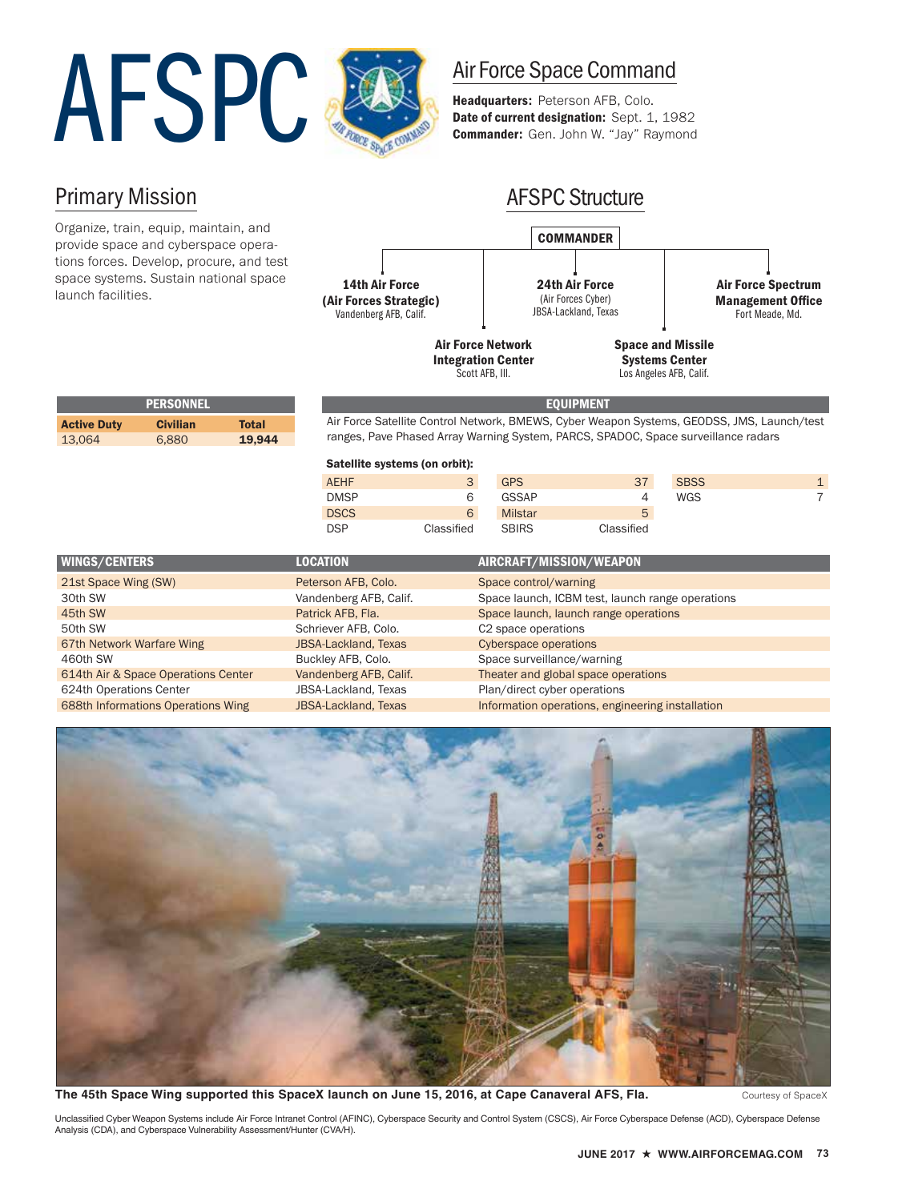# AFSPC

## Air Force Space Command

**Headquarters:** Peterson AFB, Colo.
**Date of current designation:** Sept. 1, 1982
**Commander:** Gen. John W. "Jay" Raymond

## Primary Mission

Organize, train, equip, maintain, and provide space and cyberspace operations forces. Develop, procure, and test space systems. Sustain national space launch facilities.

## AFSPC Structure

**COMMANDER**

- **14th Air Force (Air Forces Strategic)** — Vandenberg AFB, Calif.
- **24th Air Force** (Air Forces Cyber) — JBSA-Lackland, Texas
- **Air Force Spectrum Management Office** — Fort Meade, Md.
- **Air Force Network Integration Center** — Scott AFB, Ill.
- **Space and Missile Systems Center** — Los Angeles AFB, Calif.

| PERSONNEL | | |
|---|---|---|
| **Active Duty** | **Civilian** | **Total** |
| 13,064 | 6,880 | **19,944** |

### EQUIPMENT

Air Force Satellite Control Network, BMEWS, Cyber Weapon Systems, GEODSS, JMS, Launch/test ranges, Pave Phased Array Warning System, PARCS, SPADOC, Space surveillance radars

**Satellite systems (on orbit):**

| System | Number | System | Number | System | Number |
|---|---|---|---|---|---|
| AEHF | 3 | GPS | 37 | SBSS | 1 |
| DMSP | 6 | GSSAP | 4 | WGS | 7 |
| DSCS | 6 | Milstar | 5 | | |
| DSP | Classified | SBIRS | Classified | | |

| WINGS/CENTERS | LOCATION | AIRCRAFT/MISSION/WEAPON |
|---|---|---|
| 21st Space Wing (SW) | Peterson AFB, Colo. | Space control/warning |
| 30th SW | Vandenberg AFB, Calif. | Space launch, ICBM test, launch range operations |
| 45th SW | Patrick AFB, Fla. | Space launch, launch range operations |
| 50th SW | Schriever AFB, Colo. | C2 space operations |
| 67th Network Warfare Wing | JBSA-Lackland, Texas | Cyberspace operations |
| 460th SW | Buckley AFB, Colo. | Space surveillance/warning |
| 614th Air & Space Operations Center | Vandenberg AFB, Calif. | Theater and global space operations |
| 624th Operations Center | JBSA-Lackland, Texas | Plan/direct cyber operations |
| 688th Informations Operations Wing | JBSA-Lackland, Texas | Information operations, engineering installation |

**The 45th Space Wing supported this SpaceX launch on June 15, 2016, at Cape Canaveral AFS, Fla.** Courtesy of SpaceX

Unclassified Cyber Weapon Systems include Air Force Intranet Control (AFINC), Cyberspace Security and Control System (CSCS), Air Force Cyberspace Defense (ACD), Cyberspace Defense Analysis (CDA), and Cyberspace Vulnerability Assessment/Hunter (CVA/H).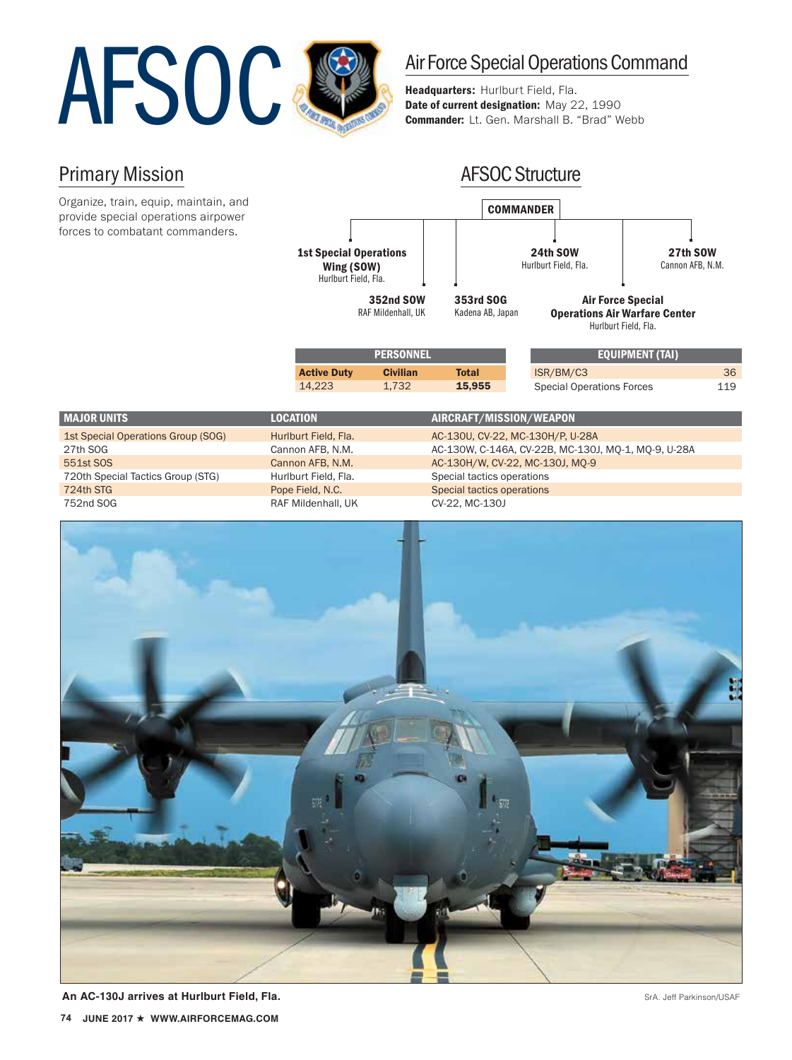# AFSOC

## Air Force Special Operations Command

**Headquarters:** Hurlburt Field, Fla.
**Date of current designation:** May 22, 1990
**Commander:** Lt. Gen. Marshall B. "Brad" Webb

## Primary Mission

Organize, train, equip, maintain, and provide special operations airpower forces to combatant commanders.

## AFSOC Structure

**COMMANDER**

- **1st Special Operations Wing (SOW)** — Hurlburt Field, Fla.
- **352nd SOW** — RAF Mildenhall, UK
- **353rd SOG** — Kadena AB, Japan
- **24th SOW** — Hurlburt Field, Fla.
- **Air Force Special Operations Air Warfare Center** — Hurlburt Field, Fla.
- **27th SOW** — Cannon AFB, N.M.

| PERSONNEL | | |
|---|---|---|
| **Active Duty** | **Civilian** | **Total** |
| 14,223 | 1,732 | **15,955** |

| EQUIPMENT (TAI) | |
|---|---|
| ISR/BM/C3 | 36 |
| Special Operations Forces | 119 |

| MAJOR UNITS | LOCATION | AIRCRAFT/MISSION/WEAPON |
|---|---|---|
| 1st Special Operations Group (SOG) | Hurlburt Field, Fla. | AC-130U, CV-22, MC-130H/P, U-28A |
| 27th SOG | Cannon AFB, N.M. | AC-130W, C-146A, CV-22B, MC-130J, MQ-1, MQ-9, U-28A |
| 551st SOS | Cannon AFB, N.M. | AC-130H/W, CV-22, MC-130J, MQ-9 |
| 720th Special Tactics Group (STG) | Hurlburt Field, Fla. | Special tactics operations |
| 724th STG | Pope Field, N.C. | Special tactics operations |
| 752nd SOG | RAF Mildenhall, UK | CV-22, MC-130J |

**An AC-130J arrives at Hurlburt Field, Fla.** SrA. Jeff Parkinson/USAF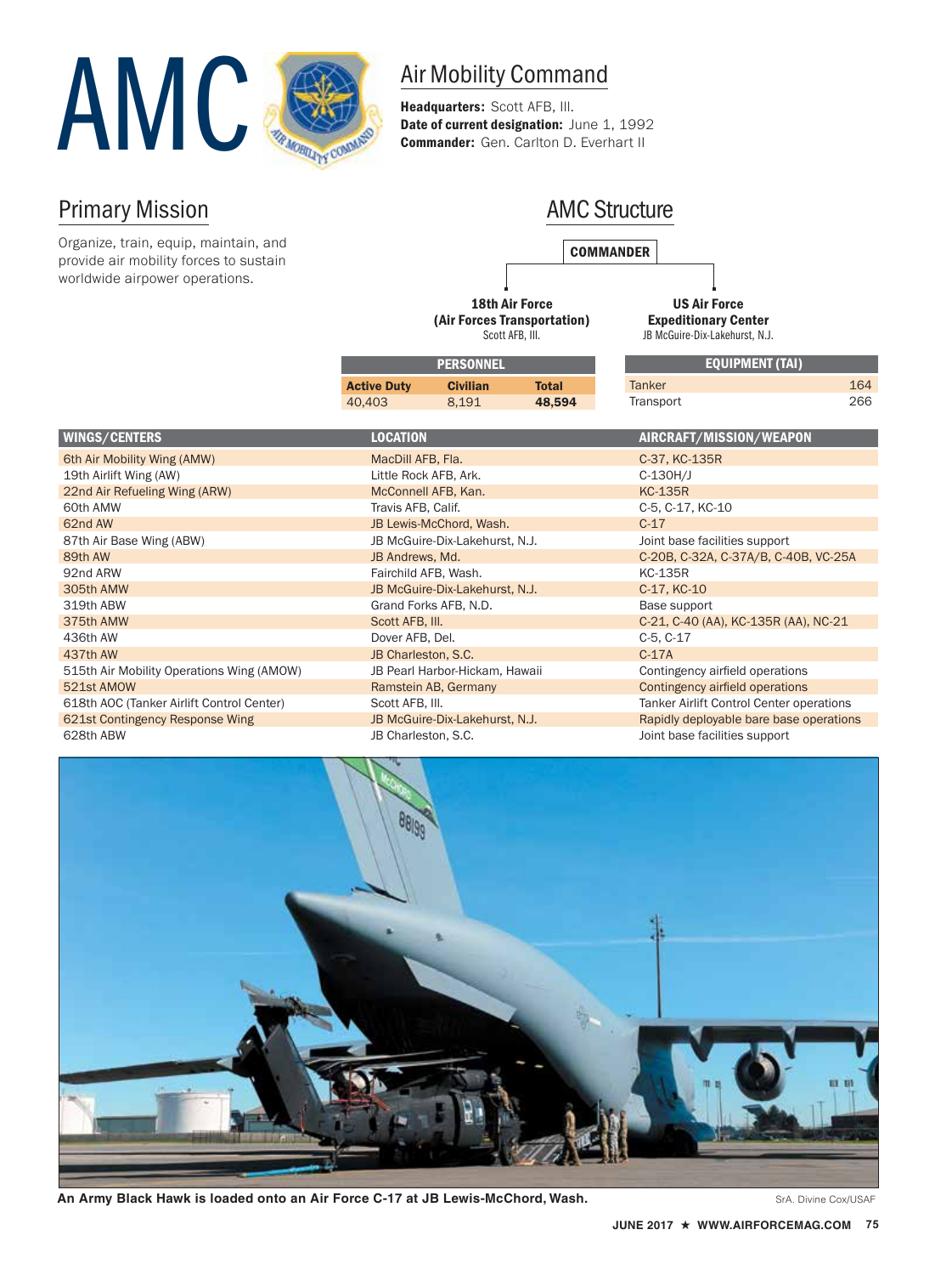# AMC

## Air Mobility Command

**Headquarters:** Scott AFB, Ill.
**Date of current designation:** June 1, 1992
**Commander:** Gen. Carlton D. Everhart II

## Primary Mission

Organize, train, equip, maintain, and provide air mobility forces to sustain worldwide airpower operations.

## AMC Structure

**COMMANDER**

- **18th Air Force (Air Forces Transportation)** Scott AFB, Ill.
- **US Air Force Expeditionary Center** JB McGuire-Dix-Lakehurst, N.J.

| PERSONNEL | | |
|---|---|---|
| **Active Duty** | **Civilian** | **Total** |
| 40,403 | 8,191 | **48,594** |

| EQUIPMENT (TAI) | |
|---|---|
| Tanker | 164 |
| Transport | 266 |

| WINGS/CENTERS | LOCATION | AIRCRAFT/MISSION/WEAPON |
|---|---|---|
| 6th Air Mobility Wing (AMW) | MacDill AFB, Fla. | C-37, KC-135R |
| 19th Airlift Wing (AW) | Little Rock AFB, Ark. | C-130H/J |
| 22nd Air Refueling Wing (ARW) | McConnell AFB, Kan. | KC-135R |
| 60th AMW | Travis AFB, Calif. | C-5, C-17, KC-10 |
| 62nd AW | JB Lewis-McChord, Wash. | C-17 |
| 87th Air Base Wing (ABW) | JB McGuire-Dix-Lakehurst, N.J. | Joint base facilities support |
| 89th AW | JB Andrews, Md. | C-20B, C-32A, C-37A/B, C-40B, VC-25A |
| 92nd ARW | Fairchild AFB, Wash. | KC-135R |
| 305th AMW | JB McGuire-Dix-Lakehurst, N.J. | C-17, KC-10 |
| 319th ABW | Grand Forks AFB, N.D. | Base support |
| 375th AMW | Scott AFB, Ill. | C-21, C-40 (AA), KC-135R (AA), NC-21 |
| 436th AW | Dover AFB, Del. | C-5, C-17 |
| 437th AW | JB Charleston, S.C. | C-17A |
| 515th Air Mobility Operations Wing (AMOW) | JB Pearl Harbor-Hickam, Hawaii | Contingency airfield operations |
| 521st AMOW | Ramstein AB, Germany | Contingency airfield operations |
| 618th AOC (Tanker Airlift Control Center) | Scott AFB, Ill. | Tanker Airlift Control Center operations |
| 621st Contingency Response Wing | JB McGuire-Dix-Lakehurst, N.J. | Rapidly deployable bare base operations |
| 628th ABW | JB Charleston, S.C. | Joint base facilities support |

**An Army Black Hawk is loaded onto an Air Force C-17 at JB Lewis-McChord, Wash.** SrA. Divine Cox/USAF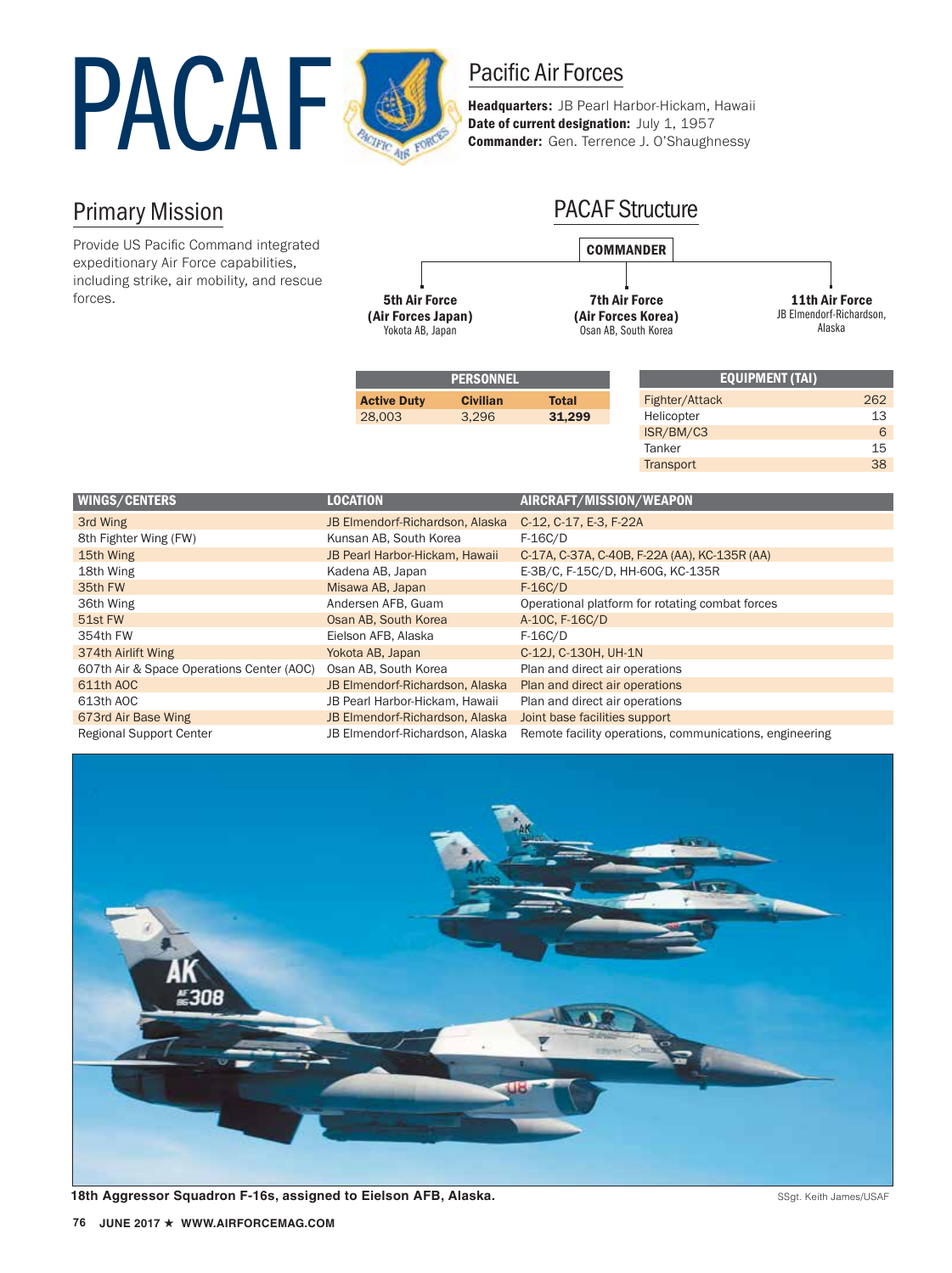# PACAF

## Pacific Air Forces

**Headquarters:** JB Pearl Harbor-Hickam, Hawaii
**Date of current designation:** July 1, 1957
**Commander:** Gen. Terrence J. O'Shaughnessy

## Primary Mission

Provide US Pacific Command integrated expeditionary Air Force capabilities, including strike, air mobility, and rescue forces.

## PACAF Structure

**COMMANDER**

- **5th Air Force (Air Forces Japan)** Yokota AB, Japan
- **7th Air Force (Air Forces Korea)** Osan AB, South Korea
- **11th Air Force** JB Elmendorf-Richardson, Alaska

| PERSONNEL | | |
|---|---|---|
| **Active Duty** | **Civilian** | **Total** |
| 28,003 | 3,296 | **31,299** |

| EQUIPMENT (TAI) | |
|---|---|
| Fighter/Attack | 262 |
| Helicopter | 13 |
| ISR/BM/C3 | 6 |
| Tanker | 15 |
| Transport | 38 |

| WINGS/CENTERS | LOCATION | AIRCRAFT/MISSION/WEAPON |
|---|---|---|
| 3rd Wing | JB Elmendorf-Richardson, Alaska | C-12, C-17, E-3, F-22A |
| 8th Fighter Wing (FW) | Kunsan AB, South Korea | F-16C/D |
| 15th Wing | JB Pearl Harbor-Hickam, Hawaii | C-17A, C-37A, C-40B, F-22A (AA), KC-135R (AA) |
| 18th Wing | Kadena AB, Japan | E-3B/C, F-15C/D, HH-60G, KC-135R |
| 35th FW | Misawa AB, Japan | F-16C/D |
| 36th Wing | Andersen AFB, Guam | Operational platform for rotating combat forces |
| 51st FW | Osan AB, South Korea | A-10C, F-16C/D |
| 354th FW | Eielson AFB, Alaska | F-16C/D |
| 374th Airlift Wing | Yokota AB, Japan | C-12J, C-130H, UH-1N |
| 607th Air & Space Operations Center (AOC) | Osan AB, South Korea | Plan and direct air operations |
| 611th AOC | JB Elmendorf-Richardson, Alaska | Plan and direct air operations |
| 613th AOC | JB Pearl Harbor-Hickam, Hawaii | Plan and direct air operations |
| 673rd Air Base Wing | JB Elmendorf-Richardson, Alaska | Joint base facilities support |
| Regional Support Center | JB Elmendorf-Richardson, Alaska | Remote facility operations, communications, engineering |

**18th Aggressor Squadron F-16s, assigned to Eielson AFB, Alaska.** SSgt. Keith James/USAF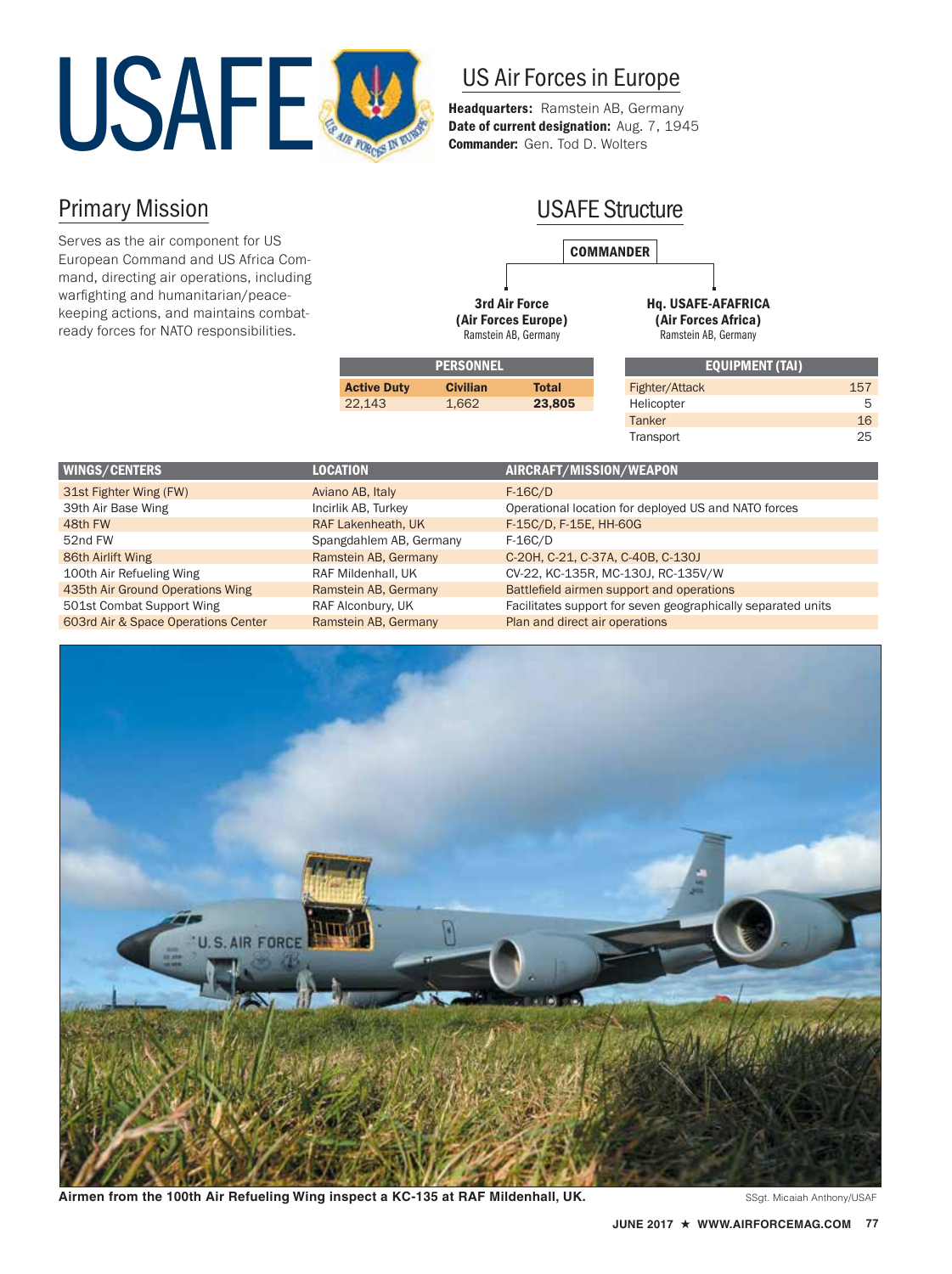# USAFE

## US Air Forces in Europe

**Headquarters:** Ramstein AB, Germany
**Date of current designation:** Aug. 7, 1945
**Commander:** Gen. Tod D. Wolters

## Primary Mission

Serves as the air component for US European Command and US Africa Command, directing air operations, including warfighting and humanitarian/peacekeeping actions, and maintains combat-ready forces for NATO responsibilities.

## USAFE Structure

**COMMANDER**

- **3rd Air Force (Air Forces Europe)** — Ramstein AB, Germany
- **Hq. USAFE-AFAFRICA (Air Forces Africa)** — Ramstein AB, Germany

| PERSONNEL | | |
|---|---|---|
| **Active Duty** | **Civilian** | **Total** |
| 22,143 | 1,662 | **23,805** |

| EQUIPMENT (TAI) | |
|---|---|
| Fighter/Attack | 157 |
| Helicopter | 5 |
| Tanker | 16 |
| Transport | 25 |

| WINGS/CENTERS | LOCATION | AIRCRAFT/MISSION/WEAPON |
|---|---|---|
| 31st Fighter Wing (FW) | Aviano AB, Italy | F-16C/D |
| 39th Air Base Wing | Incirlik AB, Turkey | Operational location for deployed US and NATO forces |
| 48th FW | RAF Lakenheath, UK | F-15C/D, F-15E, HH-60G |
| 52nd FW | Spangdahlem AB, Germany | F-16C/D |
| 86th Airlift Wing | Ramstein AB, Germany | C-20H, C-21, C-37A, C-40B, C-130J |
| 100th Air Refueling Wing | RAF Mildenhall, UK | CV-22, KC-135R, MC-130J, RC-135V/W |
| 435th Air Ground Operations Wing | Ramstein AB, Germany | Battlefield airmen support and operations |
| 501st Combat Support Wing | RAF Alconbury, UK | Facilitates support for seven geographically separated units |
| 603rd Air & Space Operations Center | Ramstein AB, Germany | Plan and direct air operations |

**Airmen from the 100th Air Refueling Wing inspect a KC-135 at RAF Mildenhall, UK.** SSgt. Micaiah Anthony/USAF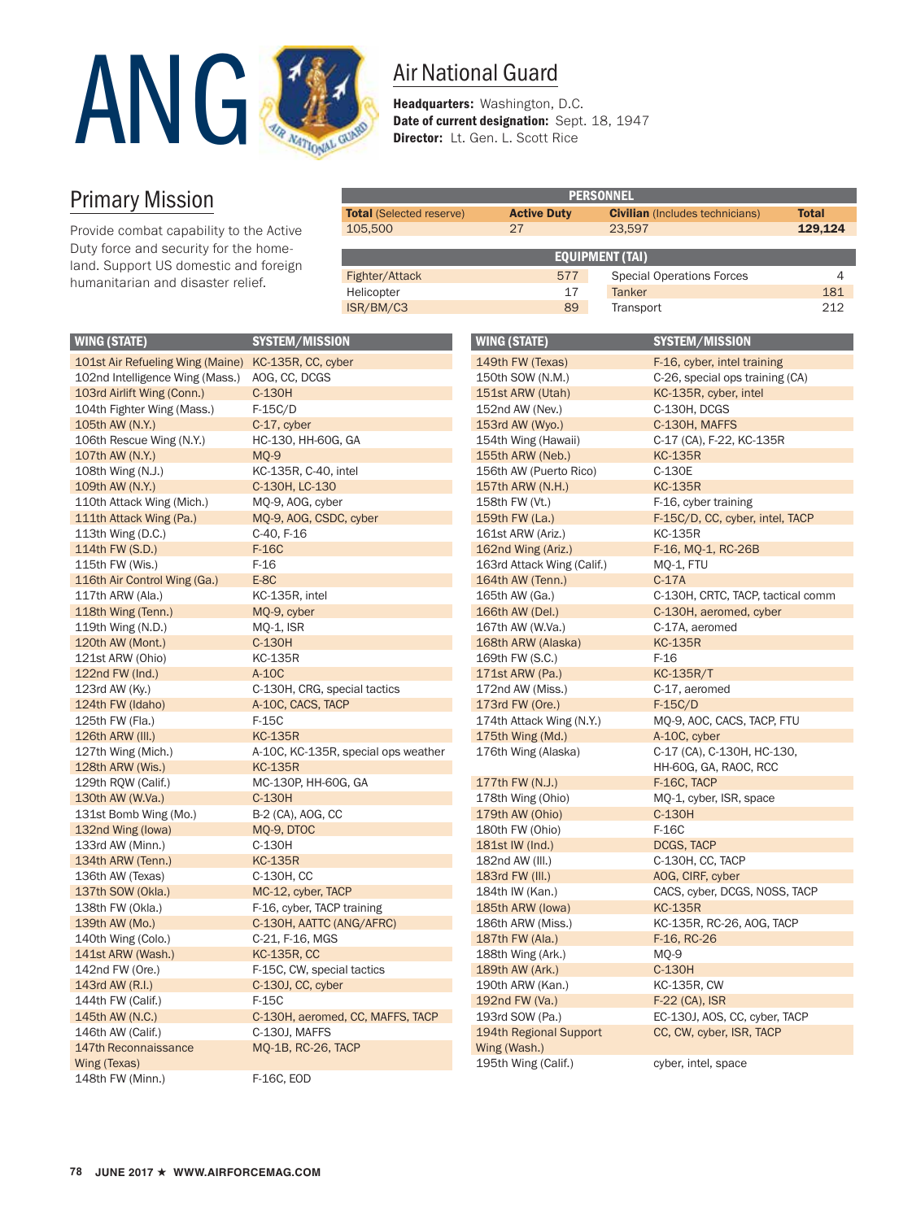# ANG

## Air National Guard

**Headquarters:** Washington, D.C.
**Date of current designation:** Sept. 18, 1947
**Director:** Lt. Gen. L. Scott Rice

## Primary Mission

Provide combat capability to the Active Duty force and security for the homeland. Support US domestic and foreign humanitarian and disaster relief.

| PERSONNEL | | | |
|---|---|---|---|
| **Total** (Selected reserve) | **Active Duty** | **Civilian** (Includes technicians) | **Total** |
| 105,500 | 27 | 23,597 | **129,124** |

| EQUIPMENT (TAI) | | | |
|---|---|---|---|
| Fighter/Attack | 577 | Special Operations Forces | 4 |
| Helicopter | 17 | Tanker | 181 |
| ISR/BM/C3 | 89 | Transport | 212 |

| WING (STATE) | SYSTEM/MISSION |
|---|---|
| 101st Air Refueling Wing (Maine) | KC-135R, CC, cyber |
| 102nd Intelligence Wing (Mass.) | AOG, CC, DCGS |
| 103rd Airlift Wing (Conn.) | C-130H |
| 104th Fighter Wing (Mass.) | F-15C/D |
| 105th AW (N.Y.) | C-17, cyber |
| 106th Rescue Wing (N.Y.) | HC-130, HH-60G, GA |
| 107th AW (N.Y.) | MQ-9 |
| 108th Wing (N.J.) | KC-135R, C-40, intel |
| 109th AW (N.Y.) | C-130H, LC-130 |
| 110th Attack Wing (Mich.) | MQ-9, AOG, cyber |
| 111th Attack Wing (Pa.) | MQ-9, AOG, CSDC, cyber |
| 113th Wing (D.C.) | C-40, F-16 |
| 114th FW (S.D.) | F-16C |
| 115th FW (Wis.) | F-16 |
| 116th Air Control Wing (Ga.) | E-8C |
| 117th ARW (Ala.) | KC-135R, intel |
| 118th Wing (Tenn.) | MQ-9, cyber |
| 119th Wing (N.D.) | MQ-1, ISR |
| 120th AW (Mont.) | C-130H |
| 121st ARW (Ohio) | KC-135R |
| 122nd FW (Ind.) | A-10C |
| 123rd AW (Ky.) | C-130H, CRG, special tactics |
| 124th FW (Idaho) | A-10C, CACS, TACP |
| 125th FW (Fla.) | F-15C |
| 126th ARW (Ill.) | KC-135R |
| 127th Wing (Mich.) | A-10C, KC-135R, special ops weather |
| 128th ARW (Wis.) | KC-135R |
| 129th RQW (Calif.) | MC-130P, HH-60G, GA |
| 130th AW (W.Va.) | C-130H |
| 131st Bomb Wing (Mo.) | B-2 (CA), AOG, CC |
| 132nd Wing (Iowa) | MQ-9, DTOC |
| 133rd AW (Minn.) | C-130H |
| 134th ARW (Tenn.) | KC-135R |
| 136th AW (Texas) | C-130H, CC |
| 137th SOW (Okla.) | MC-12, cyber, TACP |
| 138th FW (Okla.) | F-16, cyber, TACP training |
| 139th AW (Mo.) | C-130H, AATTC (ANG/AFRC) |
| 140th Wing (Colo.) | C-21, F-16, MGS |
| 141st ARW (Wash.) | KC-135R, CC |
| 142nd FW (Ore.) | F-15C, CW, special tactics |
| 143rd AW (R.I.) | C-130J, CC, cyber |
| 144th FW (Calif.) | F-15C |
| 145th AW (N.C.) | C-130H, aeromed, CC, MAFFS, TACP |
| 146th AW (Calif.) | C-130J, MAFFS |
| 147th Reconnaissance Wing (Texas) | MQ-1B, RC-26, TACP |
| 148th FW (Minn.) | F-16C, EOD |
| 149th FW (Texas) | F-16, cyber, intel training |
| 150th SOW (N.M.) | C-26, special ops training (CA) |
| 151st ARW (Utah) | KC-135R, cyber, intel |
| 152nd AW (Nev.) | C-130H, DCGS |
| 153rd AW (Wyo.) | C-130H, MAFFS |
| 154th Wing (Hawaii) | C-17 (CA), F-22, KC-135R |
| 155th ARW (Neb.) | KC-135R |
| 156th AW (Puerto Rico) | C-130E |
| 157th ARW (N.H.) | KC-135R |
| 158th FW (Vt.) | F-16, cyber training |
| 159th FW (La.) | F-15C/D, CC, cyber, intel, TACP |
| 161st ARW (Ariz.) | KC-135R |
| 162nd Wing (Ariz.) | F-16, MQ-1, RC-26B |
| 163rd Attack Wing (Calif.) | MQ-1, FTU |
| 164th AW (Tenn.) | C-17A |
| 165th AW (Ga.) | C-130H, CRTC, TACP, tactical comm |
| 166th AW (Del.) | C-130H, aeromed, cyber |
| 167th AW (W.Va.) | C-17A, aeromed |
| 168th ARW (Alaska) | KC-135R |
| 169th FW (S.C.) | F-16 |
| 171st ARW (Pa.) | KC-135R/T |
| 172nd AW (Miss.) | C-17, aeromed |
| 173rd FW (Ore.) | F-15C/D |
| 174th Attack Wing (N.Y.) | MQ-9, AOC, CACS, TACP, FTU |
| 175th Wing (Md.) | A-10C, cyber |
| 176th Wing (Alaska) | C-17 (CA), C-130H, HC-130, HH-60G, GA, RAOC, RCC |
| 177th FW (N.J.) | F-16C, TACP |
| 178th Wing (Ohio) | MQ-1, cyber, ISR, space |
| 179th AW (Ohio) | C-130H |
| 180th FW (Ohio) | F-16C |
| 181st IW (Ind.) | DCGS, TACP |
| 182nd AW (Ill.) | C-130H, CC, TACP |
| 183rd FW (Ill.) | AOG, CIRF, cyber |
| 184th IW (Kan.) | CACS, cyber, DCGS, NOSS, TACP |
| 185th ARW (Iowa) | KC-135R |
| 186th ARW (Miss.) | KC-135R, RC-26, AOG, TACP |
| 187th FW (Ala.) | F-16, RC-26 |
| 188th Wing (Ark.) | MQ-9 |
| 189th AW (Ark.) | C-130H |
| 190th ARW (Kan.) | KC-135R, CW |
| 192nd FW (Va.) | F-22 (CA), ISR |
| 193rd SOW (Pa.) | EC-130J, AOS, CC, cyber, TACP |
| 194th Regional Support Wing (Wash.) | CC, CW, cyber, ISR, TACP |
| 195th Wing (Calif.) | cyber, intel, space |